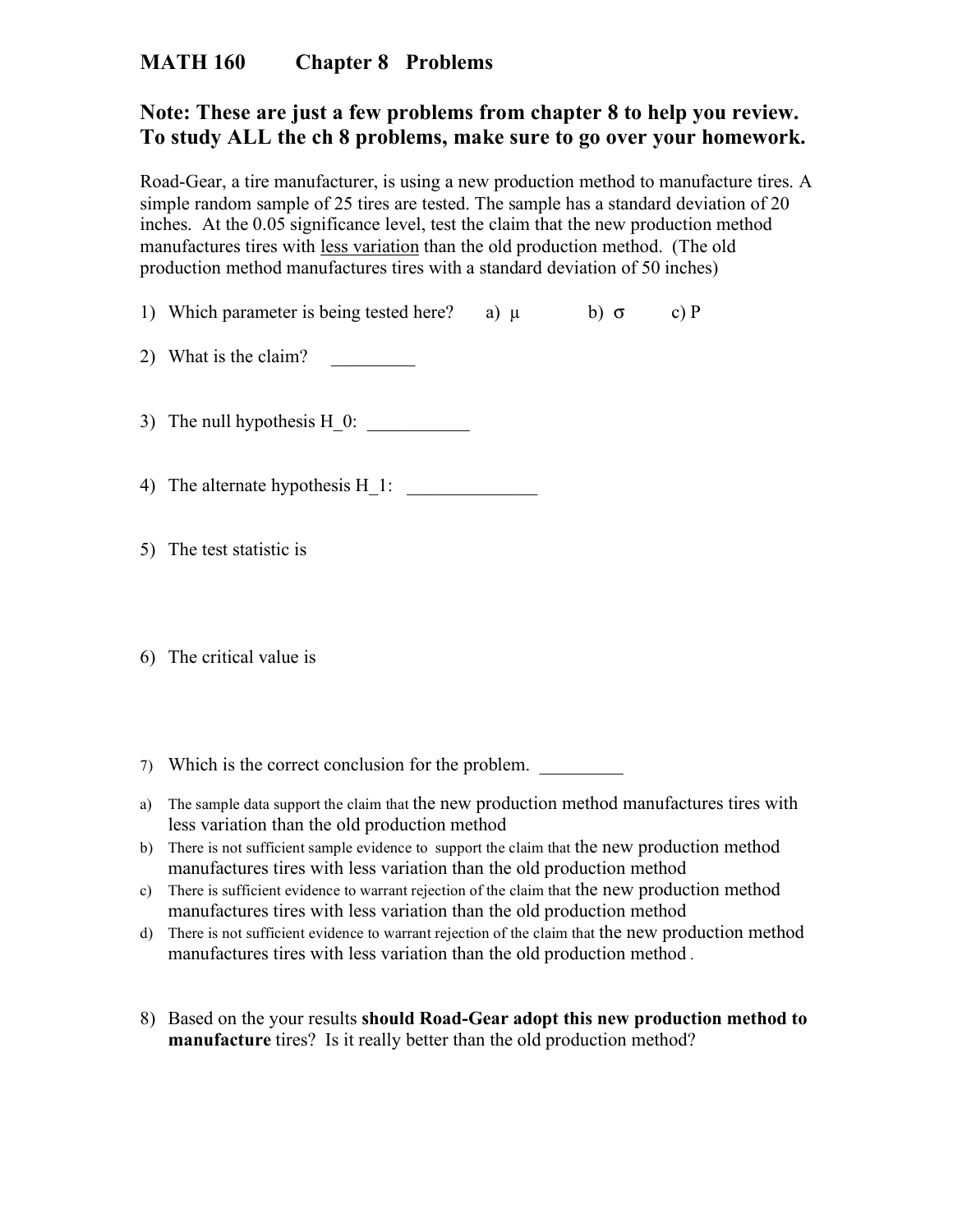# MATH 160 Chapter 8 Problems

## Note: These are just a few problems from chapter 8 to help you review. To study ALL the ch 8 problems, make sure to go over your homework.

Road-Gear, a tire manufacturer, is using a new production method to manufacture tires. A simple random sample of 25 tires are tested. The sample has a standard deviation of 20 inches. At the 0.05 significance level, test the claim that the new production method manufactures tires with <u>less variation</u> than the old production method. (The old production method manufactures tires with a standard deviation of 50 inches)

1) Which parameter is being tested here? a) $\mu$ b) $\sigma$ c) P

2) What is the claim? _________

3) The null hypothesis H_0: ___________

4) The alternate hypothesis H_1: ______________

5) The test statistic is

6) The critical value is

7) Which is the correct conclusion for the problem. _________

a) The sample data support the claim that the new production method manufactures tires with less variation than the old production method
b) There is not sufficient sample evidence to support the claim that the new production method manufactures tires with less variation than the old production method
c) There is sufficient evidence to warrant rejection of the claim that the new production method manufactures tires with less variation than the old production method
d) There is not sufficient evidence to warrant rejection of the claim that the new production method manufactures tires with less variation than the old production method .

8) Based on the your results **should Road-Gear adopt this new production method to manufacture** tires? Is it really better than the old production method?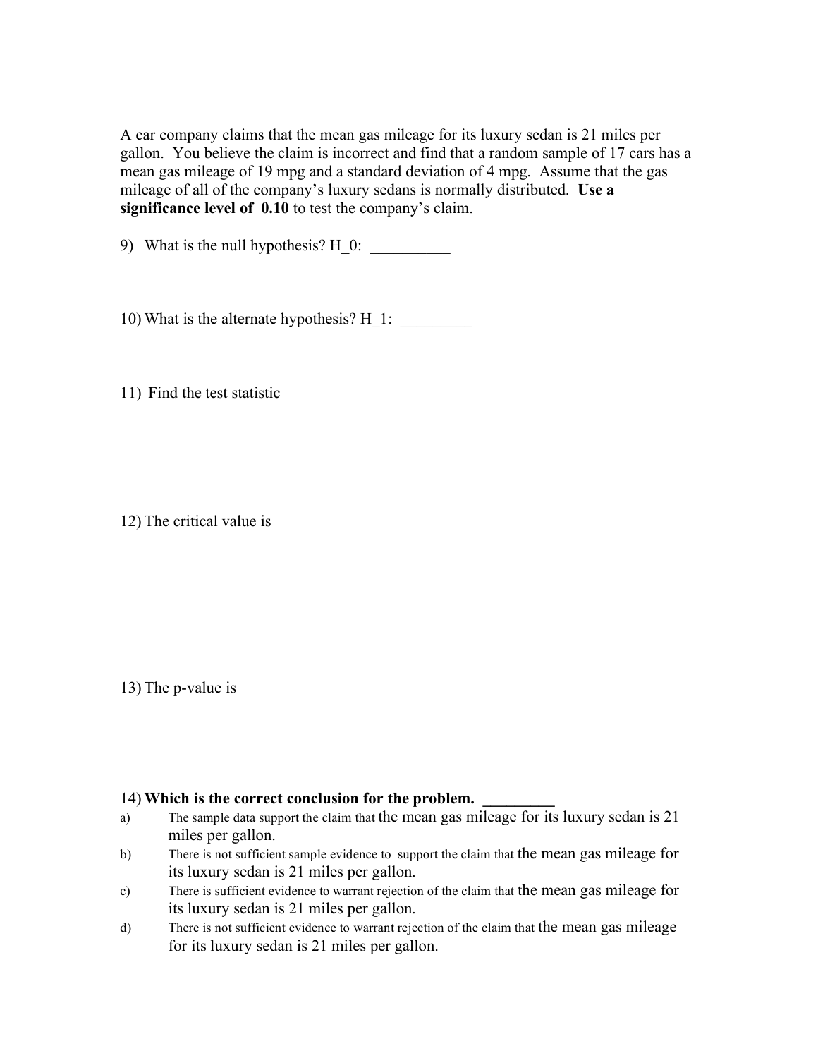A car company claims that the mean gas mileage for its luxury sedan is 21 miles per gallon. You believe the claim is incorrect and find that a random sample of 17 cars has a mean gas mileage of 19 mpg and a standard deviation of 4 mpg. Assume that the gas mileage of all of the company's luxury sedans is normally distributed. **Use a significance level of 0.10** to test the company's claim.

9) What is the null hypothesis? H_0: __________

10) What is the alternate hypothesis? H_1: _________

11) Find the test statistic

12) The critical value is

13) The p-value is

14) **Which is the correct conclusion for the problem.** _________

a) The sample data support the claim that the mean gas mileage for its luxury sedan is 21 miles per gallon.

b) There is not sufficient sample evidence to support the claim that the mean gas mileage for its luxury sedan is 21 miles per gallon.

c) There is sufficient evidence to warrant rejection of the claim that the mean gas mileage for its luxury sedan is 21 miles per gallon.

d) There is not sufficient evidence to warrant rejection of the claim that the mean gas mileage for its luxury sedan is 21 miles per gallon.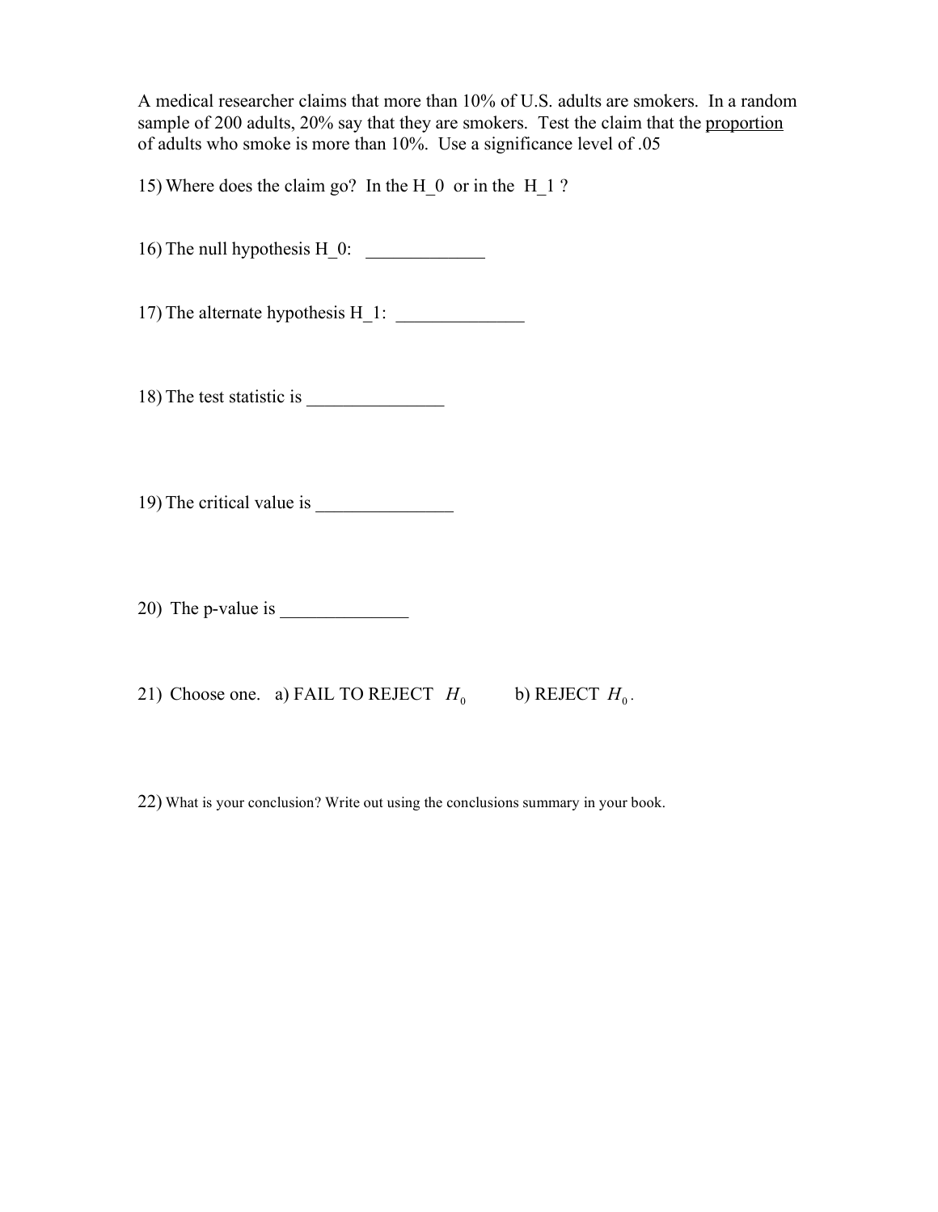A medical researcher claims that more than 10% of U.S. adults are smokers. In a random sample of 200 adults, 20% say that they are smokers. Test the claim that the <u>proportion</u> of adults who smoke is more than 10%. Use a significance level of .05

15) Where does the claim go? In the H_0 or in the H_1 ?

16) The null hypothesis H_0: _____________

17) The alternate hypothesis H_1: ______________

18) The test statistic is _______________

19) The critical value is _______________

20) The p-value is ______________

21) Choose one. a) FAIL TO REJECT $H_0$ b) REJECT $H_0$.

22) What is your conclusion? Write out using the conclusions summary in your book.